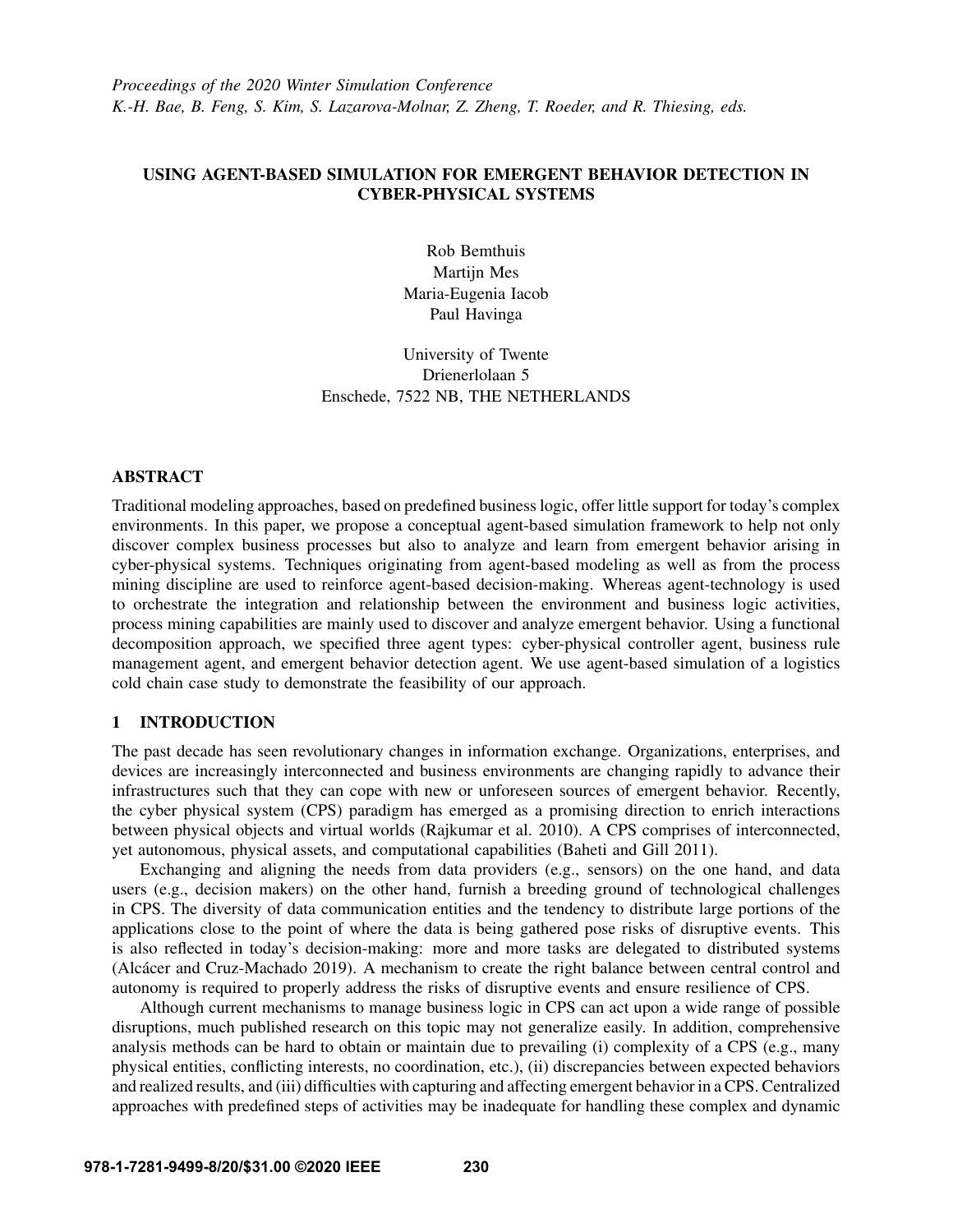*Proceedings of the 2020 Winter Simulation Conference*
*K.-H. Bae, B. Feng, S. Kim, S. Lazarova-Molnar, Z. Zheng, T. Roeder, and R. Thiesing, eds.*

# USING AGENT-BASED SIMULATION FOR EMERGENT BEHAVIOR DETECTION IN CYBER-PHYSICAL SYSTEMS

Rob Bemthuis
Martijn Mes
Maria-Eugenia Iacob
Paul Havinga

University of Twente
Drienerlolaan 5
Enschede, 7522 NB, THE NETHERLANDS

## ABSTRACT

Traditional modeling approaches, based on predefined business logic, offer little support for today's complex environments. In this paper, we propose a conceptual agent-based simulation framework to help not only discover complex business processes but also to analyze and learn from emergent behavior arising in cyber-physical systems. Techniques originating from agent-based modeling as well as from the process mining discipline are used to reinforce agent-based decision-making. Whereas agent-technology is used to orchestrate the integration and relationship between the environment and business logic activities, process mining capabilities are mainly used to discover and analyze emergent behavior. Using a functional decomposition approach, we specified three agent types: cyber-physical controller agent, business rule management agent, and emergent behavior detection agent. We use agent-based simulation of a logistics cold chain case study to demonstrate the feasibility of our approach.

## 1 INTRODUCTION

The past decade has seen revolutionary changes in information exchange. Organizations, enterprises, and devices are increasingly interconnected and business environments are changing rapidly to advance their infrastructures such that they can cope with new or unforeseen sources of emergent behavior. Recently, the cyber physical system (CPS) paradigm has emerged as a promising direction to enrich interactions between physical objects and virtual worlds (Rajkumar et al. 2010). A CPS comprises of interconnected, yet autonomous, physical assets, and computational capabilities (Baheti and Gill 2011).

Exchanging and aligning the needs from data providers (e.g., sensors) on the one hand, and data users (e.g., decision makers) on the other hand, furnish a breeding ground of technological challenges in CPS. The diversity of data communication entities and the tendency to distribute large portions of the applications close to the point of where the data is being gathered pose risks of disruptive events. This is also reflected in today's decision-making: more and more tasks are delegated to distributed systems (Alcácer and Cruz-Machado 2019). A mechanism to create the right balance between central control and autonomy is required to properly address the risks of disruptive events and ensure resilience of CPS.

Although current mechanisms to manage business logic in CPS can act upon a wide range of possible disruptions, much published research on this topic may not generalize easily. In addition, comprehensive analysis methods can be hard to obtain or maintain due to prevailing (i) complexity of a CPS (e.g., many physical entities, conflicting interests, no coordination, etc.), (ii) discrepancies between expected behaviors and realized results, and (iii) difficulties with capturing and affecting emergent behavior in a CPS. Centralized approaches with predefined steps of activities may be inadequate for handling these complex and dynamic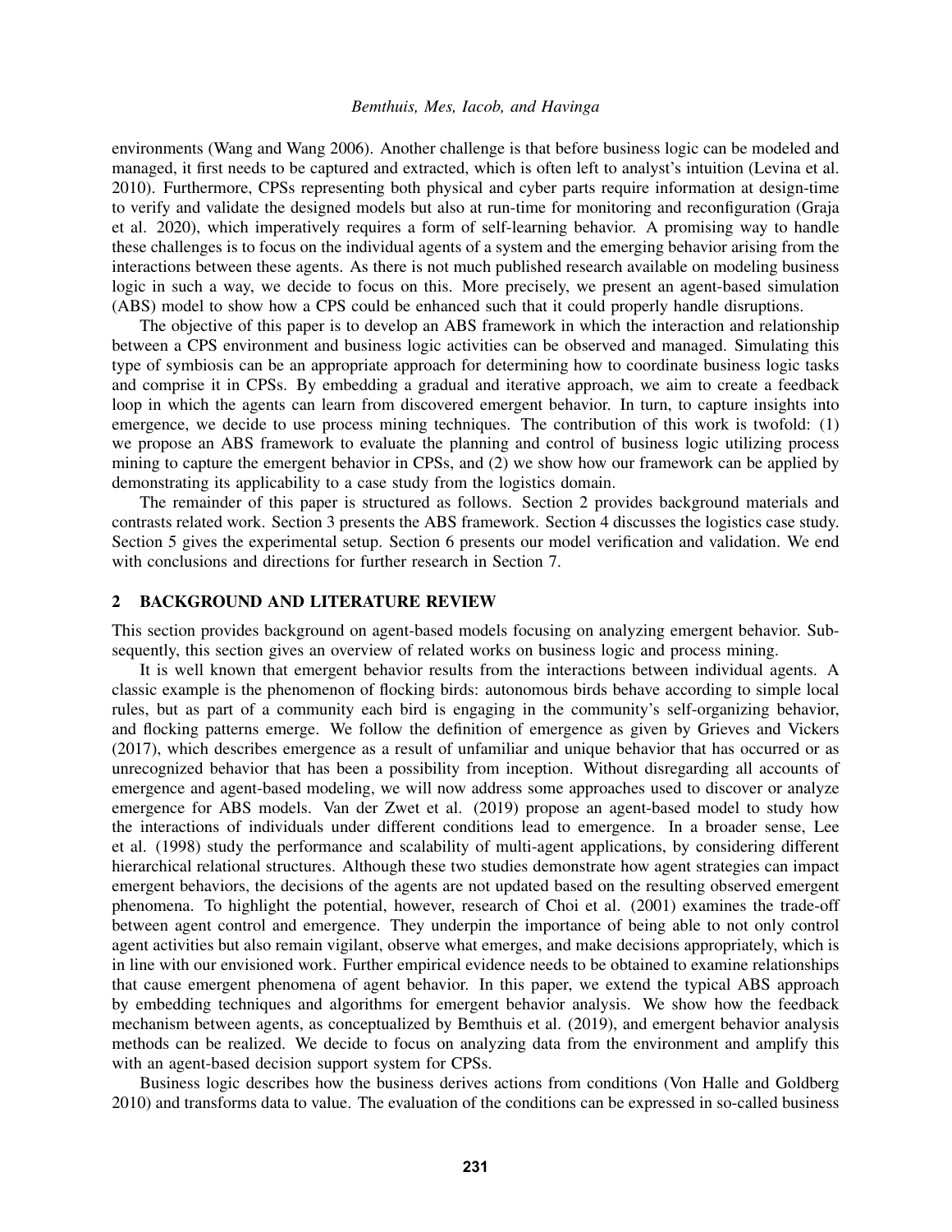environments (Wang and Wang 2006). Another challenge is that before business logic can be modeled and managed, it first needs to be captured and extracted, which is often left to analyst's intuition (Levina et al. 2010). Furthermore, CPSs representing both physical and cyber parts require information at design-time to verify and validate the designed models but also at run-time for monitoring and reconfiguration (Graja et al. 2020), which imperatively requires a form of self-learning behavior. A promising way to handle these challenges is to focus on the individual agents of a system and the emerging behavior arising from the interactions between these agents. As there is not much published research available on modeling business logic in such a way, we decide to focus on this. More precisely, we present an agent-based simulation (ABS) model to show how a CPS could be enhanced such that it could properly handle disruptions.

The objective of this paper is to develop an ABS framework in which the interaction and relationship between a CPS environment and business logic activities can be observed and managed. Simulating this type of symbiosis can be an appropriate approach for determining how to coordinate business logic tasks and comprise it in CPSs. By embedding a gradual and iterative approach, we aim to create a feedback loop in which the agents can learn from discovered emergent behavior. In turn, to capture insights into emergence, we decide to use process mining techniques. The contribution of this work is twofold: (1) we propose an ABS framework to evaluate the planning and control of business logic utilizing process mining to capture the emergent behavior in CPSs, and (2) we show how our framework can be applied by demonstrating its applicability to a case study from the logistics domain.

The remainder of this paper is structured as follows. Section 2 provides background materials and contrasts related work. Section 3 presents the ABS framework. Section 4 discusses the logistics case study. Section 5 gives the experimental setup. Section 6 presents our model verification and validation. We end with conclusions and directions for further research in Section 7.

## 2 BACKGROUND AND LITERATURE REVIEW

This section provides background on agent-based models focusing on analyzing emergent behavior. Subsequently, this section gives an overview of related works on business logic and process mining.

It is well known that emergent behavior results from the interactions between individual agents. A classic example is the phenomenon of flocking birds: autonomous birds behave according to simple local rules, but as part of a community each bird is engaging in the community's self-organizing behavior, and flocking patterns emerge. We follow the definition of emergence as given by Grieves and Vickers (2017), which describes emergence as a result of unfamiliar and unique behavior that has occurred or as unrecognized behavior that has been a possibility from inception. Without disregarding all accounts of emergence and agent-based modeling, we will now address some approaches used to discover or analyze emergence for ABS models. Van der Zwet et al. (2019) propose an agent-based model to study how the interactions of individuals under different conditions lead to emergence. In a broader sense, Lee et al. (1998) study the performance and scalability of multi-agent applications, by considering different hierarchical relational structures. Although these two studies demonstrate how agent strategies can impact emergent behaviors, the decisions of the agents are not updated based on the resulting observed emergent phenomena. To highlight the potential, however, research of Choi et al. (2001) examines the trade-off between agent control and emergence. They underpin the importance of being able to not only control agent activities but also remain vigilant, observe what emerges, and make decisions appropriately, which is in line with our envisioned work. Further empirical evidence needs to be obtained to examine relationships that cause emergent phenomena of agent behavior. In this paper, we extend the typical ABS approach by embedding techniques and algorithms for emergent behavior analysis. We show how the feedback mechanism between agents, as conceptualized by Bemthuis et al. (2019), and emergent behavior analysis methods can be realized. We decide to focus on analyzing data from the environment and amplify this with an agent-based decision support system for CPSs.

Business logic describes how the business derives actions from conditions (Von Halle and Goldberg 2010) and transforms data to value. The evaluation of the conditions can be expressed in so-called business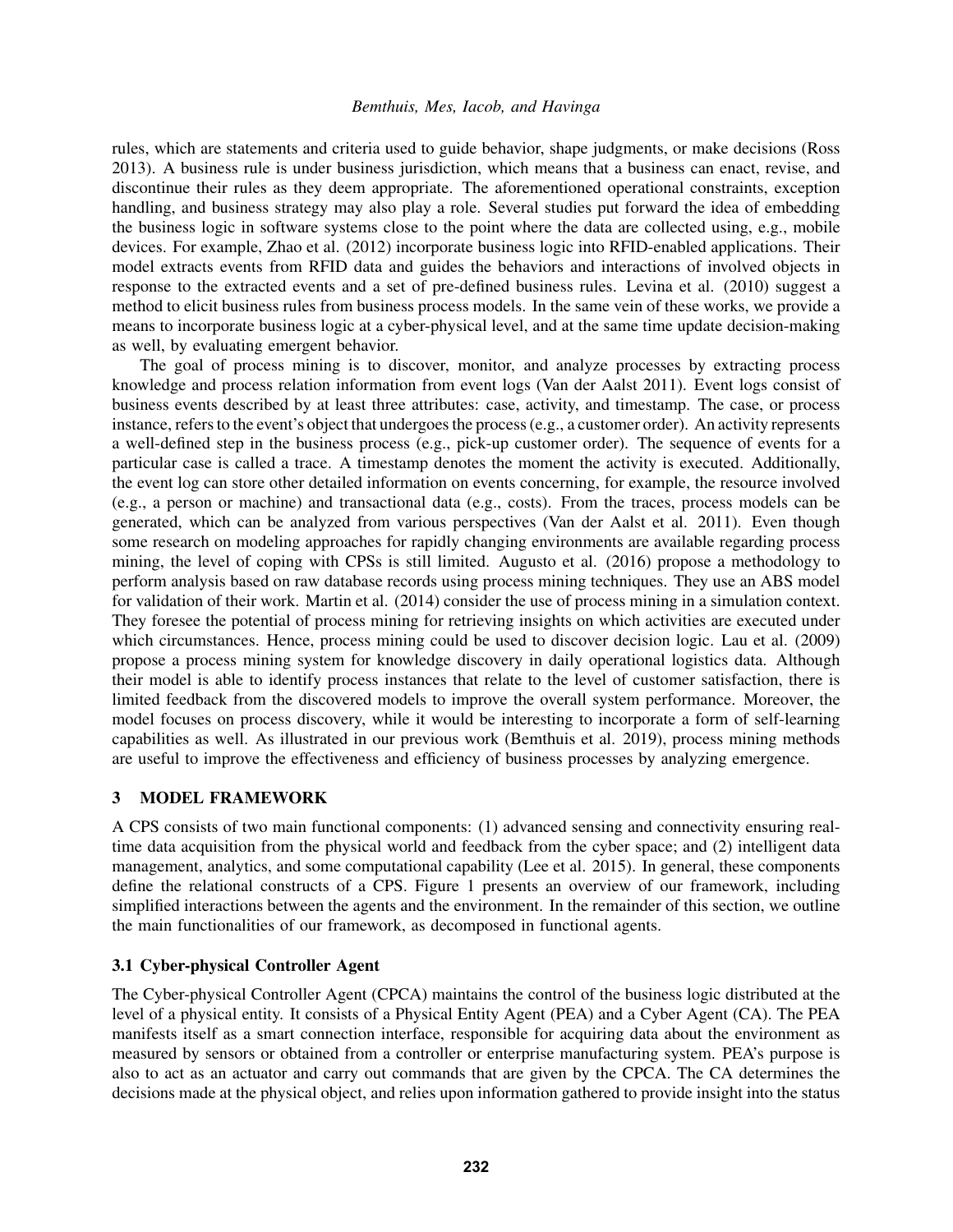rules, which are statements and criteria used to guide behavior, shape judgments, or make decisions (Ross 2013). A business rule is under business jurisdiction, which means that a business can enact, revise, and discontinue their rules as they deem appropriate. The aforementioned operational constraints, exception handling, and business strategy may also play a role. Several studies put forward the idea of embedding the business logic in software systems close to the point where the data are collected using, e.g., mobile devices. For example, Zhao et al. (2012) incorporate business logic into RFID-enabled applications. Their model extracts events from RFID data and guides the behaviors and interactions of involved objects in response to the extracted events and a set of pre-defined business rules. Levina et al. (2010) suggest a method to elicit business rules from business process models. In the same vein of these works, we provide a means to incorporate business logic at a cyber-physical level, and at the same time update decision-making as well, by evaluating emergent behavior.

The goal of process mining is to discover, monitor, and analyze processes by extracting process knowledge and process relation information from event logs (Van der Aalst 2011). Event logs consist of business events described by at least three attributes: case, activity, and timestamp. The case, or process instance, refers to the event's object that undergoes the process (e.g., a customer order). An activity represents a well-defined step in the business process (e.g., pick-up customer order). The sequence of events for a particular case is called a trace. A timestamp denotes the moment the activity is executed. Additionally, the event log can store other detailed information on events concerning, for example, the resource involved (e.g., a person or machine) and transactional data (e.g., costs). From the traces, process models can be generated, which can be analyzed from various perspectives (Van der Aalst et al. 2011). Even though some research on modeling approaches for rapidly changing environments are available regarding process mining, the level of coping with CPSs is still limited. Augusto et al. (2016) propose a methodology to perform analysis based on raw database records using process mining techniques. They use an ABS model for validation of their work. Martin et al. (2014) consider the use of process mining in a simulation context. They foresee the potential of process mining for retrieving insights on which activities are executed under which circumstances. Hence, process mining could be used to discover decision logic. Lau et al. (2009) propose a process mining system for knowledge discovery in daily operational logistics data. Although their model is able to identify process instances that relate to the level of customer satisfaction, there is limited feedback from the discovered models to improve the overall system performance. Moreover, the model focuses on process discovery, while it would be interesting to incorporate a form of self-learning capabilities as well. As illustrated in our previous work (Bemthuis et al. 2019), process mining methods are useful to improve the effectiveness and efficiency of business processes by analyzing emergence.

## 3 MODEL FRAMEWORK

A CPS consists of two main functional components: (1) advanced sensing and connectivity ensuring real-time data acquisition from the physical world and feedback from the cyber space; and (2) intelligent data management, analytics, and some computational capability (Lee et al. 2015). In general, these components define the relational constructs of a CPS. Figure 1 presents an overview of our framework, including simplified interactions between the agents and the environment. In the remainder of this section, we outline the main functionalities of our framework, as decomposed in functional agents.

### 3.1 Cyber-physical Controller Agent

The Cyber-physical Controller Agent (CPCA) maintains the control of the business logic distributed at the level of a physical entity. It consists of a Physical Entity Agent (PEA) and a Cyber Agent (CA). The PEA manifests itself as a smart connection interface, responsible for acquiring data about the environment as measured by sensors or obtained from a controller or enterprise manufacturing system. PEA's purpose is also to act as an actuator and carry out commands that are given by the CPCA. The CA determines the decisions made at the physical object, and relies upon information gathered to provide insight into the status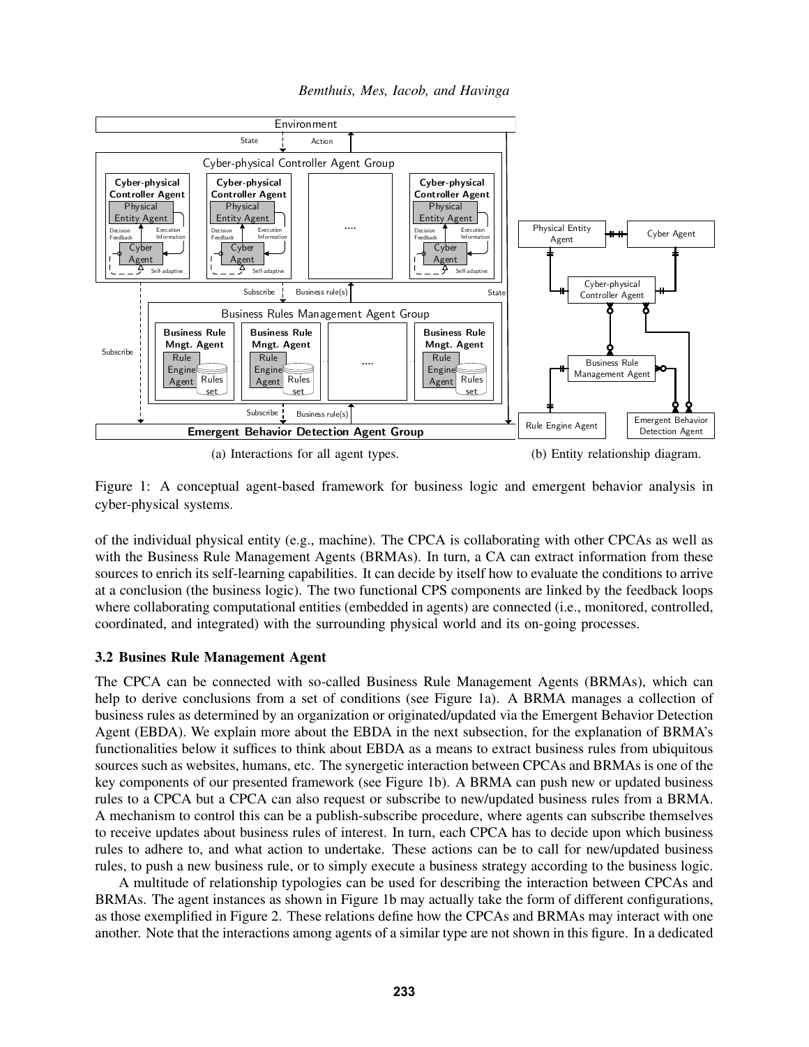(a) Interactions for all agent types.

(b) Entity relationship diagram.

Figure 1: A conceptual agent-based framework for business logic and emergent behavior analysis in cyber-physical systems.

of the individual physical entity (e.g., machine). The CPCA is collaborating with other CPCAs as well as with the Business Rule Management Agents (BRMAs). In turn, a CA can extract information from these sources to enrich its self-learning capabilities. It can decide by itself how to evaluate the conditions to arrive at a conclusion (the business logic). The two functional CPS components are linked by the feedback loops where collaborating computational entities (embedded in agents) are connected (i.e., monitored, controlled, coordinated, and integrated) with the surrounding physical world and its on-going processes.

### 3.2 Busines Rule Management Agent

The CPCA can be connected with so-called Business Rule Management Agents (BRMAs), which can help to derive conclusions from a set of conditions (see Figure 1a). A BRMA manages a collection of business rules as determined by an organization or originated/updated via the Emergent Behavior Detection Agent (EBDA). We explain more about the EBDA in the next subsection, for the explanation of BRMA's functionalities below it suffices to think about EBDA as a means to extract business rules from ubiquitous sources such as websites, humans, etc. The synergetic interaction between CPCAs and BRMAs is one of the key components of our presented framework (see Figure 1b). A BRMA can push new or updated business rules to a CPCA but a CPCA can also request or subscribe to new/updated business rules from a BRMA. A mechanism to control this can be a publish-subscribe procedure, where agents can subscribe themselves to receive updates about business rules of interest. In turn, each CPCA has to decide upon which business rules to adhere to, and what action to undertake. These actions can be to call for new/updated business rules, to push a new business rule, or to simply execute a business strategy according to the business logic.

A multitude of relationship typologies can be used for describing the interaction between CPCAs and BRMAs. The agent instances as shown in Figure 1b may actually take the form of different configurations, as those exemplified in Figure 2. These relations define how the CPCAs and BRMAs may interact with one another. Note that the interactions among agents of a similar type are not shown in this figure. In a dedicated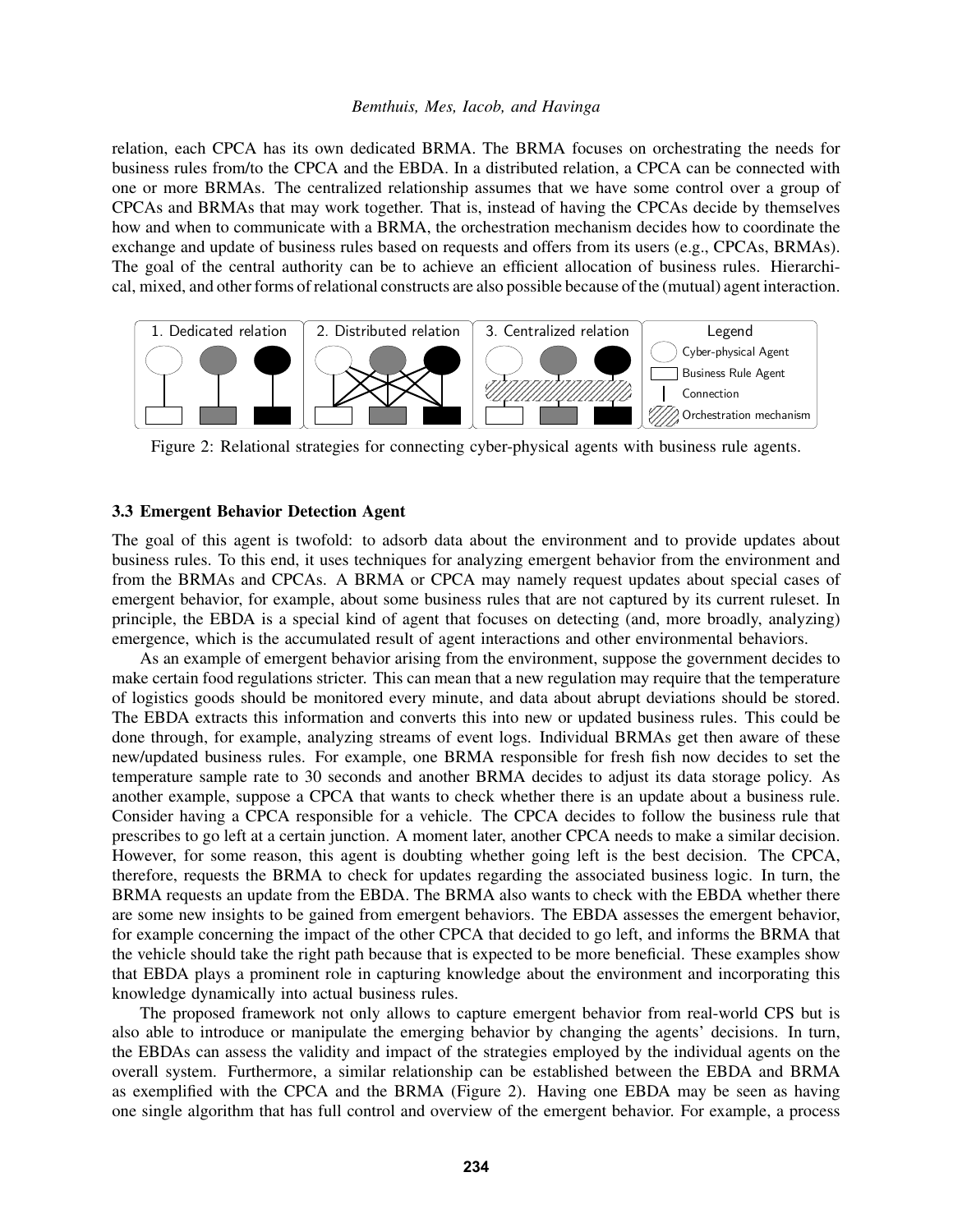relation, each CPCA has its own dedicated BRMA. The BRMA focuses on orchestrating the needs for business rules from/to the CPCA and the EBDA. In a distributed relation, a CPCA can be connected with one or more BRMAs. The centralized relationship assumes that we have some control over a group of CPCAs and BRMAs that may work together. That is, instead of having the CPCAs decide by themselves how and when to communicate with a BRMA, the orchestration mechanism decides how to coordinate the exchange and update of business rules based on requests and offers from its users (e.g., CPCAs, BRMAs). The goal of the central authority can be to achieve an efficient allocation of business rules. Hierarchical, mixed, and other forms of relational constructs are also possible because of the (mutual) agent interaction.

Figure 2: Relational strategies for connecting cyber-physical agents with business rule agents.

### 3.3 Emergent Behavior Detection Agent

The goal of this agent is twofold: to adsorb data about the environment and to provide updates about business rules. To this end, it uses techniques for analyzing emergent behavior from the environment and from the BRMAs and CPCAs. A BRMA or CPCA may namely request updates about special cases of emergent behavior, for example, about some business rules that are not captured by its current ruleset. In principle, the EBDA is a special kind of agent that focuses on detecting (and, more broadly, analyzing) emergence, which is the accumulated result of agent interactions and other environmental behaviors.

As an example of emergent behavior arising from the environment, suppose the government decides to make certain food regulations stricter. This can mean that a new regulation may require that the temperature of logistics goods should be monitored every minute, and data about abrupt deviations should be stored. The EBDA extracts this information and converts this into new or updated business rules. This could be done through, for example, analyzing streams of event logs. Individual BRMAs get then aware of these new/updated business rules. For example, one BRMA responsible for fresh fish now decides to set the temperature sample rate to 30 seconds and another BRMA decides to adjust its data storage policy. As another example, suppose a CPCA that wants to check whether there is an update about a business rule. Consider having a CPCA responsible for a vehicle. The CPCA decides to follow the business rule that prescribes to go left at a certain junction. A moment later, another CPCA needs to make a similar decision. However, for some reason, this agent is doubting whether going left is the best decision. The CPCA, therefore, requests the BRMA to check for updates regarding the associated business logic. In turn, the BRMA requests an update from the EBDA. The BRMA also wants to check with the EBDA whether there are some new insights to be gained from emergent behaviors. The EBDA assesses the emergent behavior, for example concerning the impact of the other CPCA that decided to go left, and informs the BRMA that the vehicle should take the right path because that is expected to be more beneficial. These examples show that EBDA plays a prominent role in capturing knowledge about the environment and incorporating this knowledge dynamically into actual business rules.

The proposed framework not only allows to capture emergent behavior from real-world CPS but is also able to introduce or manipulate the emerging behavior by changing the agents' decisions. In turn, the EBDAs can assess the validity and impact of the strategies employed by the individual agents on the overall system. Furthermore, a similar relationship can be established between the EBDA and BRMA as exemplified with the CPCA and the BRMA (Figure 2). Having one EBDA may be seen as having one single algorithm that has full control and overview of the emergent behavior. For example, a process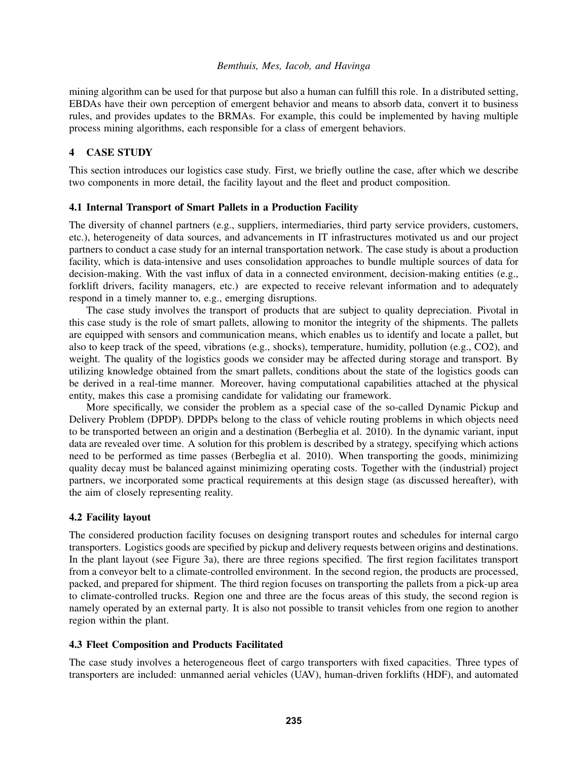mining algorithm can be used for that purpose but also a human can fulfill this role. In a distributed setting, EBDAs have their own perception of emergent behavior and means to absorb data, convert it to business rules, and provides updates to the BRMAs. For example, this could be implemented by having multiple process mining algorithms, each responsible for a class of emergent behaviors.

## 4 CASE STUDY

This section introduces our logistics case study. First, we briefly outline the case, after which we describe two components in more detail, the facility layout and the fleet and product composition.

### 4.1 Internal Transport of Smart Pallets in a Production Facility

The diversity of channel partners (e.g., suppliers, intermediaries, third party service providers, customers, etc.), heterogeneity of data sources, and advancements in IT infrastructures motivated us and our project partners to conduct a case study for an internal transportation network. The case study is about a production facility, which is data-intensive and uses consolidation approaches to bundle multiple sources of data for decision-making. With the vast influx of data in a connected environment, decision-making entities (e.g., forklift drivers, facility managers, etc.) are expected to receive relevant information and to adequately respond in a timely manner to, e.g., emerging disruptions.

The case study involves the transport of products that are subject to quality depreciation. Pivotal in this case study is the role of smart pallets, allowing to monitor the integrity of the shipments. The pallets are equipped with sensors and communication means, which enables us to identify and locate a pallet, but also to keep track of the speed, vibrations (e.g., shocks), temperature, humidity, pollution (e.g., CO2), and weight. The quality of the logistics goods we consider may be affected during storage and transport. By utilizing knowledge obtained from the smart pallets, conditions about the state of the logistics goods can be derived in a real-time manner. Moreover, having computational capabilities attached at the physical entity, makes this case a promising candidate for validating our framework.

More specifically, we consider the problem as a special case of the so-called Dynamic Pickup and Delivery Problem (DPDP). DPDPs belong to the class of vehicle routing problems in which objects need to be transported between an origin and a destination (Berbeglia et al. 2010). In the dynamic variant, input data are revealed over time. A solution for this problem is described by a strategy, specifying which actions need to be performed as time passes (Berbeglia et al. 2010). When transporting the goods, minimizing quality decay must be balanced against minimizing operating costs. Together with the (industrial) project partners, we incorporated some practical requirements at this design stage (as discussed hereafter), with the aim of closely representing reality.

### 4.2 Facility layout

The considered production facility focuses on designing transport routes and schedules for internal cargo transporters. Logistics goods are specified by pickup and delivery requests between origins and destinations. In the plant layout (see Figure 3a), there are three regions specified. The first region facilitates transport from a conveyor belt to a climate-controlled environment. In the second region, the products are processed, packed, and prepared for shipment. The third region focuses on transporting the pallets from a pick-up area to climate-controlled trucks. Region one and three are the focus areas of this study, the second region is namely operated by an external party. It is also not possible to transit vehicles from one region to another region within the plant.

### 4.3 Fleet Composition and Products Facilitated

The case study involves a heterogeneous fleet of cargo transporters with fixed capacities. Three types of transporters are included: unmanned aerial vehicles (UAV), human-driven forklifts (HDF), and automated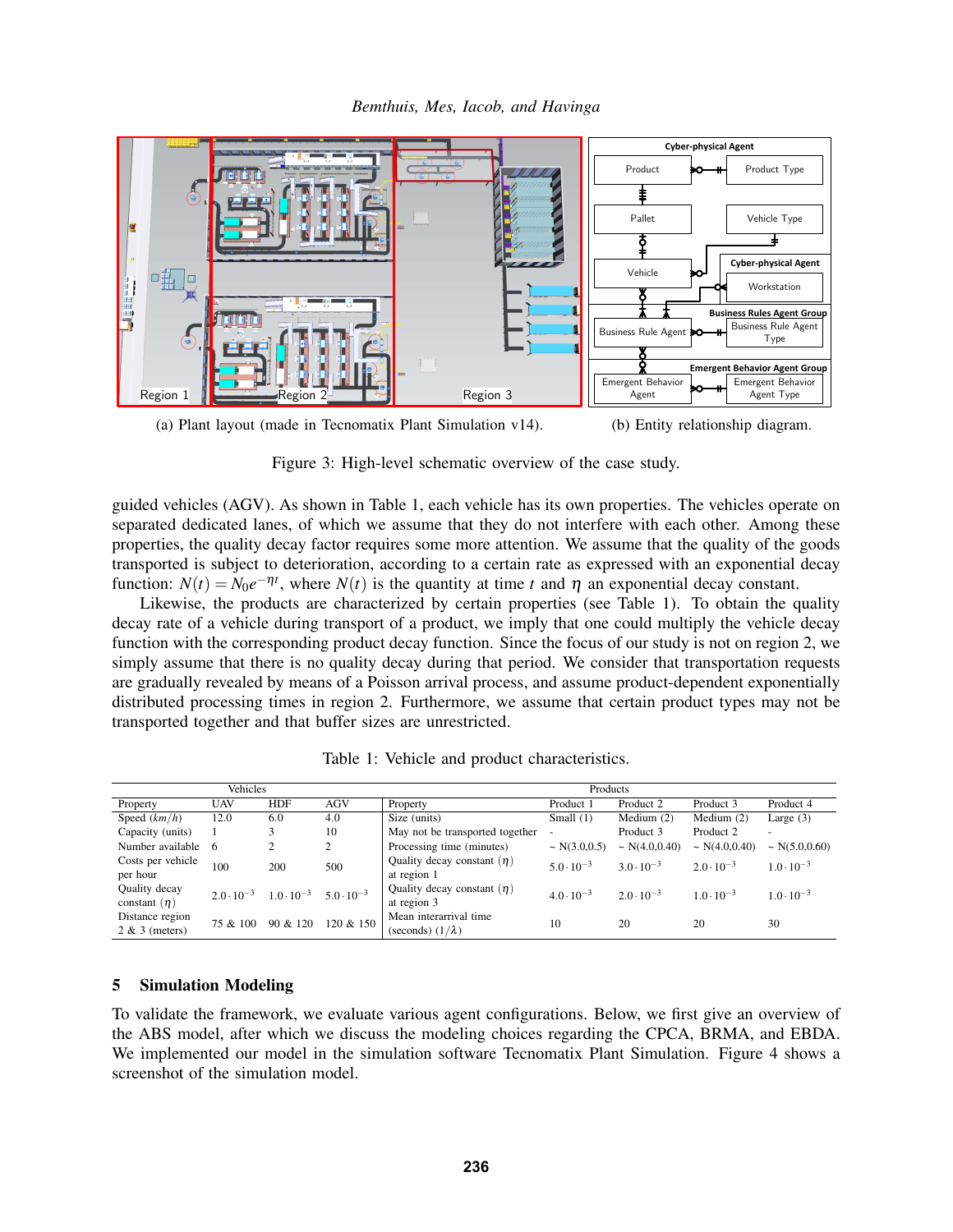(a) Plant layout (made in Tecnomatix Plant Simulation v14).

(b) Entity relationship diagram.

Figure 3: High-level schematic overview of the case study.

guided vehicles (AGV). As shown in Table 1, each vehicle has its own properties. The vehicles operate on separated dedicated lanes, of which we assume that they do not interfere with each other. Among these properties, the quality decay factor requires some more attention. We assume that the quality of the goods transported is subject to deterioration, according to a certain rate as expressed with an exponential decay function: $N(t) = N_0 e^{-\eta t}$, where $N(t)$ is the quantity at time $t$ and $\eta$ an exponential decay constant.

Likewise, the products are characterized by certain properties (see Table 1). To obtain the quality decay rate of a vehicle during transport of a product, we imply that one could multiply the vehicle decay function with the corresponding product decay function. Since the focus of our study is not on region 2, we simply assume that there is no quality decay during that period. We consider that transportation requests are gradually revealed by means of a Poisson arrival process, and assume product-dependent exponentially distributed processing times in region 2. Furthermore, we assume that certain product types may not be transported together and that buffer sizes are unrestricted.

Table 1: Vehicle and product characteristics.

| Vehicles | | | | Products | | | | |
|---|---|---|---|---|---|---|---|---|
| Property | UAV | HDF | AGV | Property | Product 1 | Product 2 | Product 3 | Product 4 |
| Speed ($km/h$) | 12.0 | 6.0 | 4.0 | Size (units) | Small (1) | Medium (2) | Medium (2) | Large (3) |
| Capacity (units) | 1 | 3 | 10 | May not be transported together | - | Product 3 | Product 2 | - |
| Number available | 6 | 2 | 2 | Processing time (minutes) | ~ N(3.0,0.5) | ~ N(4.0,0.40) | ~ N(4.0,0.40) | ~ N(5.0,0.60) |
| Costs per vehicle per hour | 100 | 200 | 500 | Quality decay constant ($\eta$) at region 1 | $5.0 \cdot 10^{-3}$ | $3.0 \cdot 10^{-3}$ | $2.0 \cdot 10^{-3}$ | $1.0 \cdot 10^{-3}$ |
| Quality decay constant ($\eta$) | $2.0 \cdot 10^{-3}$ | $1.0 \cdot 10^{-3}$ | $5.0 \cdot 10^{-3}$ | Quality decay constant ($\eta$) at region 3 | $4.0 \cdot 10^{-3}$ | $2.0 \cdot 10^{-3}$ | $1.0 \cdot 10^{-3}$ | $1.0 \cdot 10^{-3}$ |
| Distance region 2 & 3 (meters) | 75 & 100 | 90 & 120 | 120 & 150 | Mean interarrival time (seconds) ($1/\lambda$) | 10 | 20 | 20 | 30 |

## 5 Simulation Modeling

To validate the framework, we evaluate various agent configurations. Below, we first give an overview of the ABS model, after which we discuss the modeling choices regarding the CPCA, BRMA, and EBDA. We implemented our model in the simulation software Tecnomatix Plant Simulation. Figure 4 shows a screenshot of the simulation model.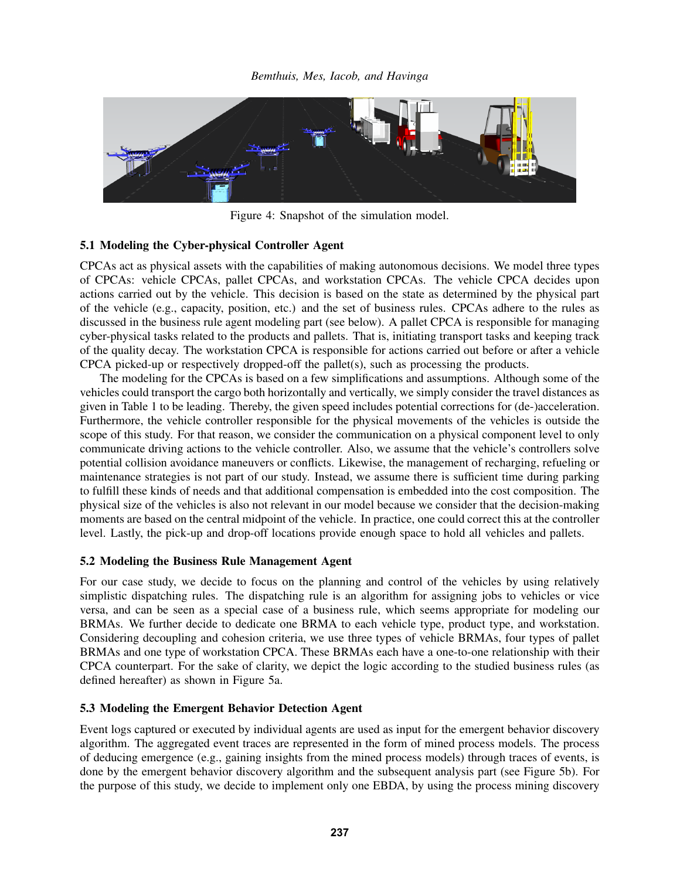Figure 4: Snapshot of the simulation model.

### 5.1 Modeling the Cyber-physical Controller Agent

CPCAs act as physical assets with the capabilities of making autonomous decisions. We model three types of CPCAs: vehicle CPCAs, pallet CPCAs, and workstation CPCAs. The vehicle CPCA decides upon actions carried out by the vehicle. This decision is based on the state as determined by the physical part of the vehicle (e.g., capacity, position, etc.) and the set of business rules. CPCAs adhere to the rules as discussed in the business rule agent modeling part (see below). A pallet CPCA is responsible for managing cyber-physical tasks related to the products and pallets. That is, initiating transport tasks and keeping track of the quality decay. The workstation CPCA is responsible for actions carried out before or after a vehicle CPCA picked-up or respectively dropped-off the pallet(s), such as processing the products.

The modeling for the CPCAs is based on a few simplifications and assumptions. Although some of the vehicles could transport the cargo both horizontally and vertically, we simply consider the travel distances as given in Table 1 to be leading. Thereby, the given speed includes potential corrections for (de-)acceleration. Furthermore, the vehicle controller responsible for the physical movements of the vehicles is outside the scope of this study. For that reason, we consider the communication on a physical component level to only communicate driving actions to the vehicle controller. Also, we assume that the vehicle's controllers solve potential collision avoidance maneuvers or conflicts. Likewise, the management of recharging, refueling or maintenance strategies is not part of our study. Instead, we assume there is sufficient time during parking to fulfill these kinds of needs and that additional compensation is embedded into the cost composition. The physical size of the vehicles is also not relevant in our model because we consider that the decision-making moments are based on the central midpoint of the vehicle. In practice, one could correct this at the controller level. Lastly, the pick-up and drop-off locations provide enough space to hold all vehicles and pallets.

### 5.2 Modeling the Business Rule Management Agent

For our case study, we decide to focus on the planning and control of the vehicles by using relatively simplistic dispatching rules. The dispatching rule is an algorithm for assigning jobs to vehicles or vice versa, and can be seen as a special case of a business rule, which seems appropriate for modeling our BRMAs. We further decide to dedicate one BRMA to each vehicle type, product type, and workstation. Considering decoupling and cohesion criteria, we use three types of vehicle BRMAs, four types of pallet BRMAs and one type of workstation CPCA. These BRMAs each have a one-to-one relationship with their CPCA counterpart. For the sake of clarity, we depict the logic according to the studied business rules (as defined hereafter) as shown in Figure 5a.

### 5.3 Modeling the Emergent Behavior Detection Agent

Event logs captured or executed by individual agents are used as input for the emergent behavior discovery algorithm. The aggregated event traces are represented in the form of mined process models. The process of deducing emergence (e.g., gaining insights from the mined process models) through traces of events, is done by the emergent behavior discovery algorithm and the subsequent analysis part (see Figure 5b). For the purpose of this study, we decide to implement only one EBDA, by using the process mining discovery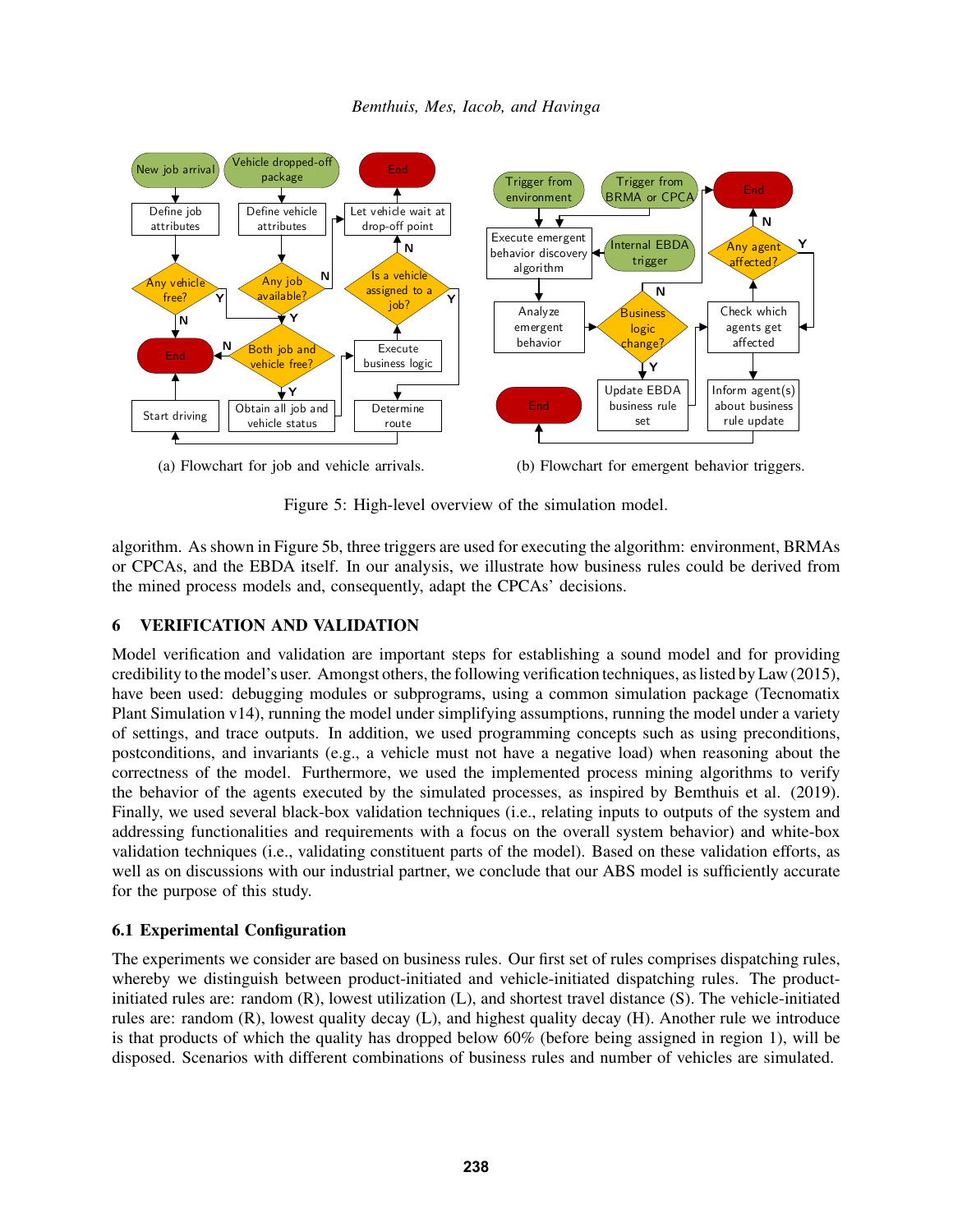(a) Flowchart for job and vehicle arrivals.

(b) Flowchart for emergent behavior triggers.

Figure 5: High-level overview of the simulation model.

algorithm. As shown in Figure 5b, three triggers are used for executing the algorithm: environment, BRMAs or CPCAs, and the EBDA itself. In our analysis, we illustrate how business rules could be derived from the mined process models and, consequently, adapt the CPCAs' decisions.

## 6 VERIFICATION AND VALIDATION

Model verification and validation are important steps for establishing a sound model and for providing credibility to the model's user. Amongst others, the following verification techniques, as listed by Law (2015), have been used: debugging modules or subprograms, using a common simulation package (Tecnomatix Plant Simulation v14), running the model under simplifying assumptions, running the model under a variety of settings, and trace outputs. In addition, we used programming concepts such as using preconditions, postconditions, and invariants (e.g., a vehicle must not have a negative load) when reasoning about the correctness of the model. Furthermore, we used the implemented process mining algorithms to verify the behavior of the agents executed by the simulated processes, as inspired by Bemthuis et al. (2019). Finally, we used several black-box validation techniques (i.e., relating inputs to outputs of the system and addressing functionalities and requirements with a focus on the overall system behavior) and white-box validation techniques (i.e., validating constituent parts of the model). Based on these validation efforts, as well as on discussions with our industrial partner, we conclude that our ABS model is sufficiently accurate for the purpose of this study.

### 6.1 Experimental Configuration

The experiments we consider are based on business rules. Our first set of rules comprises dispatching rules, whereby we distinguish between product-initiated and vehicle-initiated dispatching rules. The product-initiated rules are: random (R), lowest utilization (L), and shortest travel distance (S). The vehicle-initiated rules are: random (R), lowest quality decay (L), and highest quality decay (H). Another rule we introduce is that products of which the quality has dropped below 60% (before being assigned in region 1), will be disposed. Scenarios with different combinations of business rules and number of vehicles are simulated.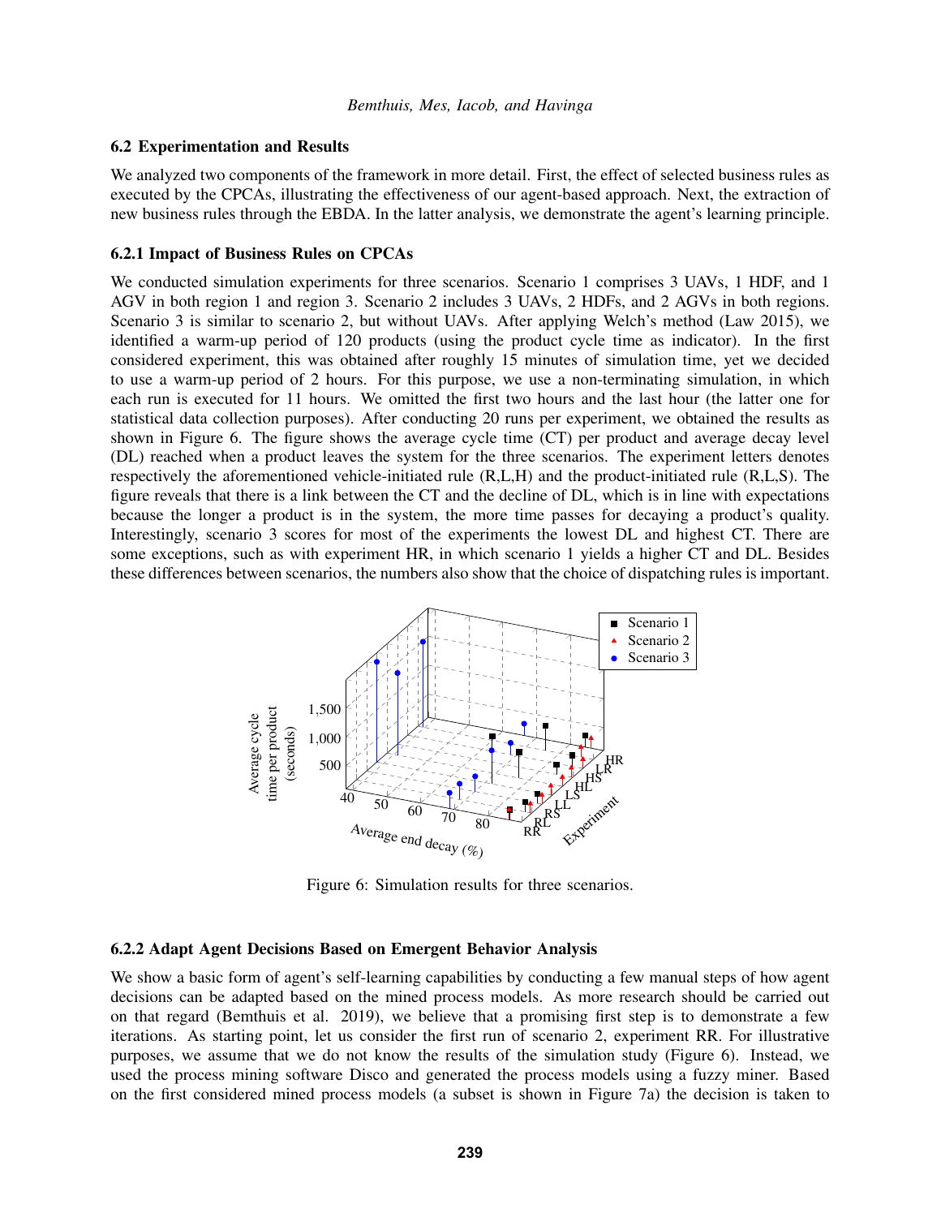### 6.2 Experimentation and Results

We analyzed two components of the framework in more detail. First, the effect of selected business rules as executed by the CPCAs, illustrating the effectiveness of our agent-based approach. Next, the extraction of new business rules through the EBDA. In the latter analysis, we demonstrate the agent's learning principle.

#### 6.2.1 Impact of Business Rules on CPCAs

We conducted simulation experiments for three scenarios. Scenario 1 comprises 3 UAVs, 1 HDF, and 1 AGV in both region 1 and region 3. Scenario 2 includes 3 UAVs, 2 HDFs, and 2 AGVs in both regions. Scenario 3 is similar to scenario 2, but without UAVs. After applying Welch's method (Law 2015), we identified a warm-up period of 120 products (using the product cycle time as indicator). In the first considered experiment, this was obtained after roughly 15 minutes of simulation time, yet we decided to use a warm-up period of 2 hours. For this purpose, we use a non-terminating simulation, in which each run is executed for 11 hours. We omitted the first two hours and the last hour (the latter one for statistical data collection purposes). After conducting 20 runs per experiment, we obtained the results as shown in Figure 6. The figure shows the average cycle time (CT) per product and average decay level (DL) reached when a product leaves the system for the three scenarios. The experiment letters denotes respectively the aforementioned vehicle-initiated rule (R,L,H) and the product-initiated rule (R,L,S). The figure reveals that there is a link between the CT and the decline of DL, which is in line with expectations because the longer a product is in the system, the more time passes for decaying a product's quality. Interestingly, scenario 3 scores for most of the experiments the lowest DL and highest CT. There are some exceptions, such as with experiment HR, in which scenario 1 yields a higher CT and DL. Besides these differences between scenarios, the numbers also show that the choice of dispatching rules is important.

Figure 6: Simulation results for three scenarios.

#### 6.2.2 Adapt Agent Decisions Based on Emergent Behavior Analysis

We show a basic form of agent's self-learning capabilities by conducting a few manual steps of how agent decisions can be adapted based on the mined process models. As more research should be carried out on that regard (Bemthuis et al. 2019), we believe that a promising first step is to demonstrate a few iterations. As starting point, let us consider the first run of scenario 2, experiment RR. For illustrative purposes, we assume that we do not know the results of the simulation study (Figure 6). Instead, we used the process mining software Disco and generated the process models using a fuzzy miner. Based on the first considered mined process models (a subset is shown in Figure 7a) the decision is taken to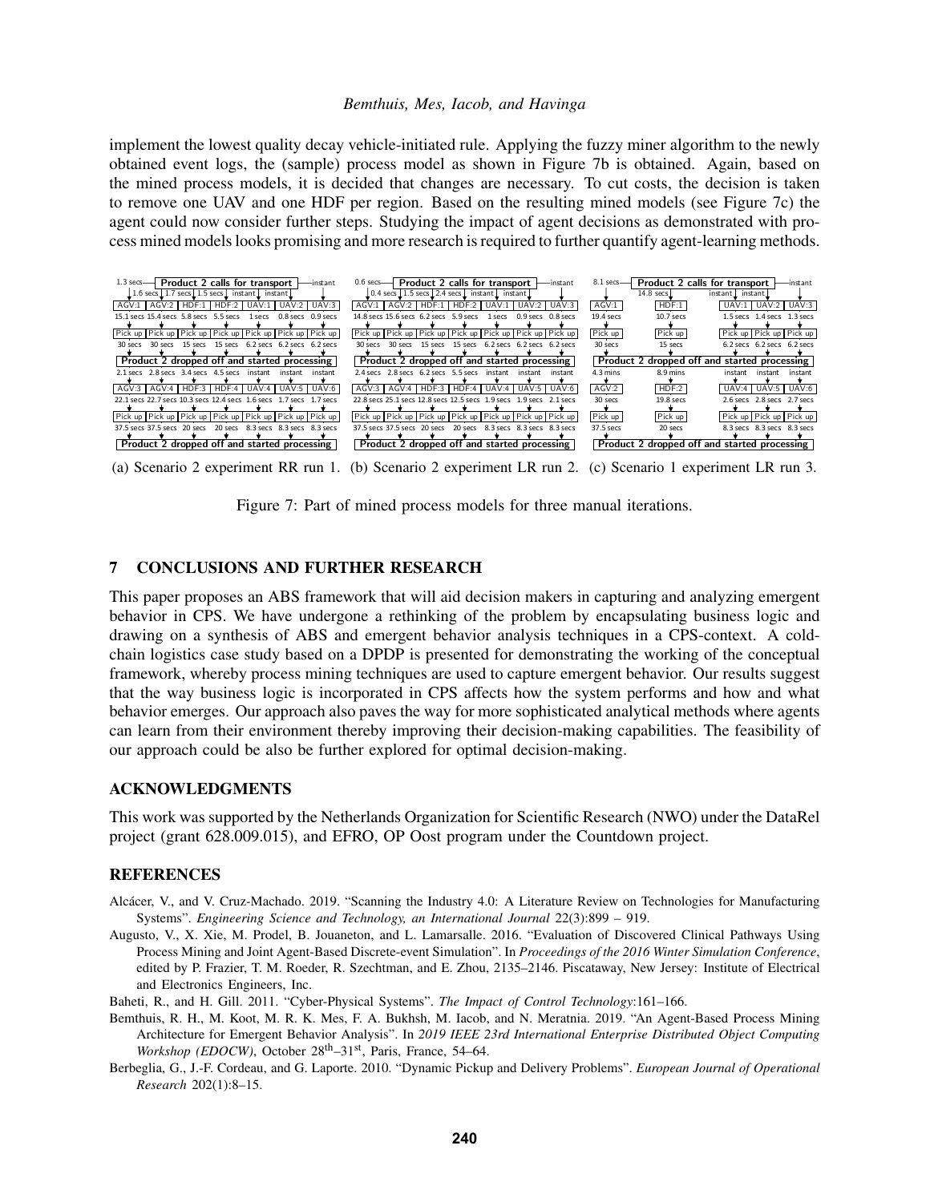implement the lowest quality decay vehicle-initiated rule. Applying the fuzzy miner algorithm to the newly obtained event logs, the (sample) process model as shown in Figure 7b is obtained. Again, based on the mined process models, it is decided that changes are necessary. To cut costs, the decision is taken to remove one UAV and one HDF per region. Based on the resulting mined models (see Figure 7c) the agent could now consider further steps. Studying the impact of agent decisions as demonstrated with process mined models looks promising and more research is required to further quantify agent-learning methods.

(a) Scenario 2 experiment RR run 1. (b) Scenario 2 experiment LR run 2. (c) Scenario 1 experiment LR run 3.

Figure 7: Part of mined process models for three manual iterations.

## 7 CONCLUSIONS AND FURTHER RESEARCH

This paper proposes an ABS framework that will aid decision makers in capturing and analyzing emergent behavior in CPS. We have undergone a rethinking of the problem by encapsulating business logic and drawing on a synthesis of ABS and emergent behavior analysis techniques in a CPS-context. A cold-chain logistics case study based on a DPDP is presented for demonstrating the working of the conceptual framework, whereby process mining techniques are used to capture emergent behavior. Our results suggest that the way business logic is incorporated in CPS affects how the system performs and how and what behavior emerges. Our approach also paves the way for more sophisticated analytical methods where agents can learn from their environment thereby improving their decision-making capabilities. The feasibility of our approach could be also be further explored for optimal decision-making.

## ACKNOWLEDGMENTS

This work was supported by the Netherlands Organization for Scientific Research (NWO) under the DataRel project (grant 628.009.015), and EFRO, OP Oost program under the Countdown project.

## REFERENCES

Alcácer, V., and V. Cruz-Machado. 2019. "Scanning the Industry 4.0: A Literature Review on Technologies for Manufacturing Systems". *Engineering Science and Technology, an International Journal* 22(3):899 – 919.

Augusto, V., X. Xie, M. Prodel, B. Jouaneton, and L. Lamarsalle. 2016. "Evaluation of Discovered Clinical Pathways Using Process Mining and Joint Agent-Based Discrete-event Simulation". In *Proceedings of the 2016 Winter Simulation Conference*, edited by P. Frazier, T. M. Roeder, R. Szechtman, and E. Zhou, 2135–2146. Piscataway, New Jersey: Institute of Electrical and Electronics Engineers, Inc.

Baheti, R., and H. Gill. 2011. "Cyber-Physical Systems". *The Impact of Control Technology*:161–166.

Bemthuis, R. H., M. Koot, M. R. K. Mes, F. A. Bukhsh, M. Iacob, and N. Meratnia. 2019. "An Agent-Based Process Mining Architecture for Emergent Behavior Analysis". In *2019 IEEE 23rd International Enterprise Distributed Object Computing Workshop (EDOCW)*, October 28th–31st, Paris, France, 54–64.

Berbeglia, G., J.-F. Cordeau, and G. Laporte. 2010. "Dynamic Pickup and Delivery Problems". *European Journal of Operational Research* 202(1):8–15.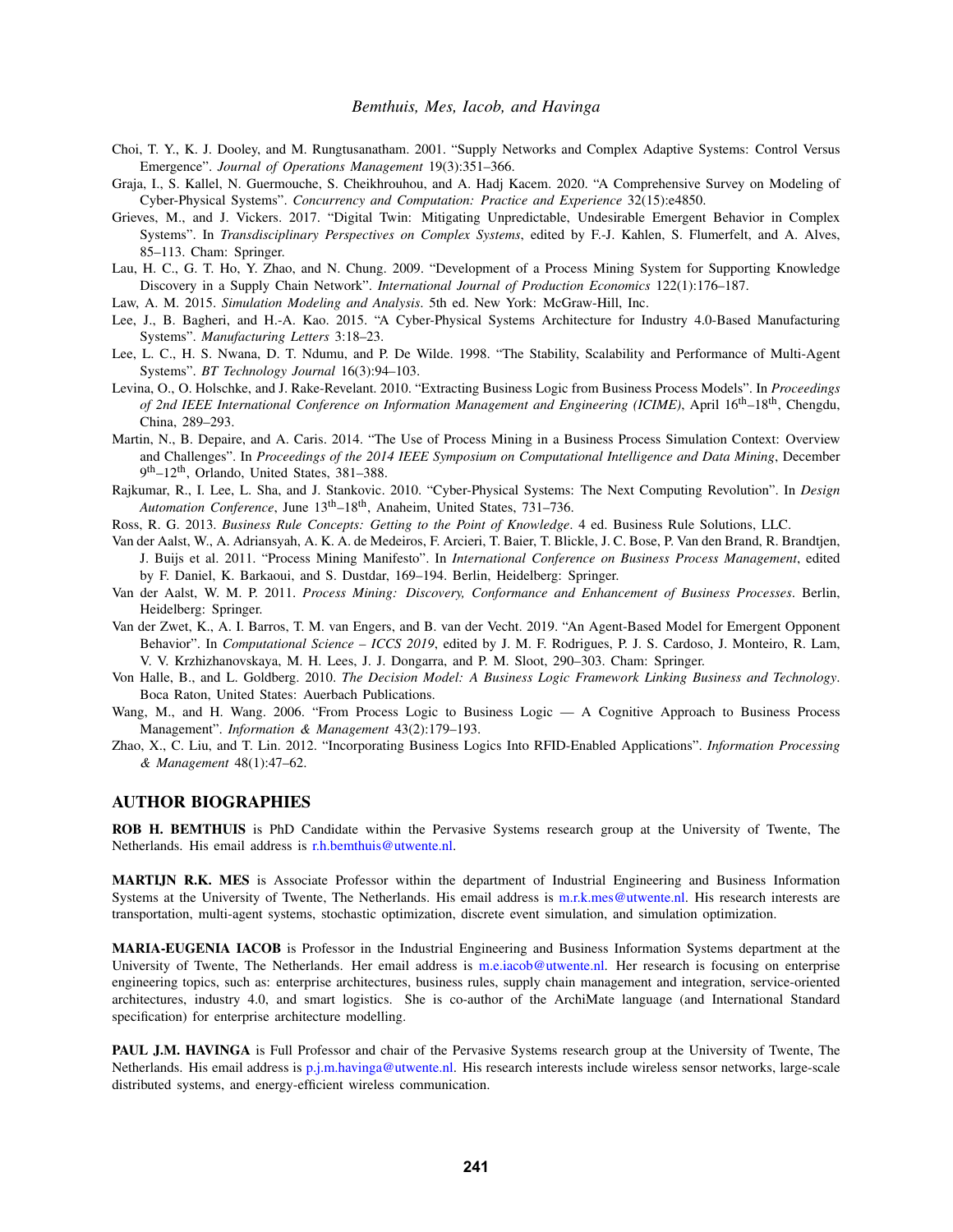Choi, T. Y., K. J. Dooley, and M. Rungtusanatham. 2001. "Supply Networks and Complex Adaptive Systems: Control Versus Emergence". *Journal of Operations Management* 19(3):351–366.

Graja, I., S. Kallel, N. Guermouche, S. Cheikhrouhou, and A. Hadj Kacem. 2020. "A Comprehensive Survey on Modeling of Cyber-Physical Systems". *Concurrency and Computation: Practice and Experience* 32(15):e4850.

Grieves, M., and J. Vickers. 2017. "Digital Twin: Mitigating Unpredictable, Undesirable Emergent Behavior in Complex Systems". In *Transdisciplinary Perspectives on Complex Systems*, edited by F.-J. Kahlen, S. Flumerfelt, and A. Alves, 85–113. Cham: Springer.

Lau, H. C., G. T. Ho, Y. Zhao, and N. Chung. 2009. "Development of a Process Mining System for Supporting Knowledge Discovery in a Supply Chain Network". *International Journal of Production Economics* 122(1):176–187.

Law, A. M. 2015. *Simulation Modeling and Analysis*. 5th ed. New York: McGraw-Hill, Inc.

Lee, J., B. Bagheri, and H.-A. Kao. 2015. "A Cyber-Physical Systems Architecture for Industry 4.0-Based Manufacturing Systems". *Manufacturing Letters* 3:18–23.

Lee, L. C., H. S. Nwana, D. T. Ndumu, and P. De Wilde. 1998. "The Stability, Scalability and Performance of Multi-Agent Systems". *BT Technology Journal* 16(3):94–103.

Levina, O., O. Holschke, and J. Rake-Revelant. 2010. "Extracting Business Logic from Business Process Models". In *Proceedings of 2nd IEEE International Conference on Information Management and Engineering (ICIME)*, April 16th–18th, Chengdu, China, 289–293.

Martin, N., B. Depaire, and A. Caris. 2014. "The Use of Process Mining in a Business Process Simulation Context: Overview and Challenges". In *Proceedings of the 2014 IEEE Symposium on Computational Intelligence and Data Mining*, December 9th–12th, Orlando, United States, 381–388.

Rajkumar, R., I. Lee, L. Sha, and J. Stankovic. 2010. "Cyber-Physical Systems: The Next Computing Revolution". In *Design Automation Conference*, June 13th–18th, Anaheim, United States, 731–736.

Ross, R. G. 2013. *Business Rule Concepts: Getting to the Point of Knowledge*. 4 ed. Business Rule Solutions, LLC.

Van der Aalst, W., A. Adriansyah, A. K. A. de Medeiros, F. Arcieri, T. Baier, T. Blickle, J. C. Bose, P. Van den Brand, R. Brandtjen, J. Buijs et al. 2011. "Process Mining Manifesto". In *International Conference on Business Process Management*, edited by F. Daniel, K. Barkaoui, and S. Dustdar, 169–194. Berlin, Heidelberg: Springer.

Van der Aalst, W. M. P. 2011. *Process Mining: Discovery, Conformance and Enhancement of Business Processes*. Berlin, Heidelberg: Springer.

Van der Zwet, K., A. I. Barros, T. M. van Engers, and B. van der Vecht. 2019. "An Agent-Based Model for Emergent Opponent Behavior". In *Computational Science – ICCS 2019*, edited by J. M. F. Rodrigues, P. J. S. Cardoso, J. Monteiro, R. Lam, V. V. Krzhizhanovskaya, M. H. Lees, J. J. Dongarra, and P. M. Sloot, 290–303. Cham: Springer.

Von Halle, B., and L. Goldberg. 2010. *The Decision Model: A Business Logic Framework Linking Business and Technology*. Boca Raton, United States: Auerbach Publications.

Wang, M., and H. Wang. 2006. "From Process Logic to Business Logic — A Cognitive Approach to Business Process Management". *Information & Management* 43(2):179–193.

Zhao, X., C. Liu, and T. Lin. 2012. "Incorporating Business Logics Into RFID-Enabled Applications". *Information Processing & Management* 48(1):47–62.

## AUTHOR BIOGRAPHIES

**ROB H. BEMTHUIS** is PhD Candidate within the Pervasive Systems research group at the University of Twente, The Netherlands. His email address is r.h.bemthuis@utwente.nl.

**MARTIJN R.K. MES** is Associate Professor within the department of Industrial Engineering and Business Information Systems at the University of Twente, The Netherlands. His email address is m.r.k.mes@utwente.nl. His research interests are transportation, multi-agent systems, stochastic optimization, discrete event simulation, and simulation optimization.

**MARIA-EUGENIA IACOB** is Professor in the Industrial Engineering and Business Information Systems department at the University of Twente, The Netherlands. Her email address is m.e.iacob@utwente.nl. Her research is focusing on enterprise engineering topics, such as: enterprise architectures, business rules, supply chain management and integration, service-oriented architectures, industry 4.0, and smart logistics. She is co-author of the ArchiMate language (and International Standard specification) for enterprise architecture modelling.

**PAUL J.M. HAVINGA** is Full Professor and chair of the Pervasive Systems research group at the University of Twente, The Netherlands. His email address is p.j.m.havinga@utwente.nl. His research interests include wireless sensor networks, large-scale distributed systems, and energy-efficient wireless communication.